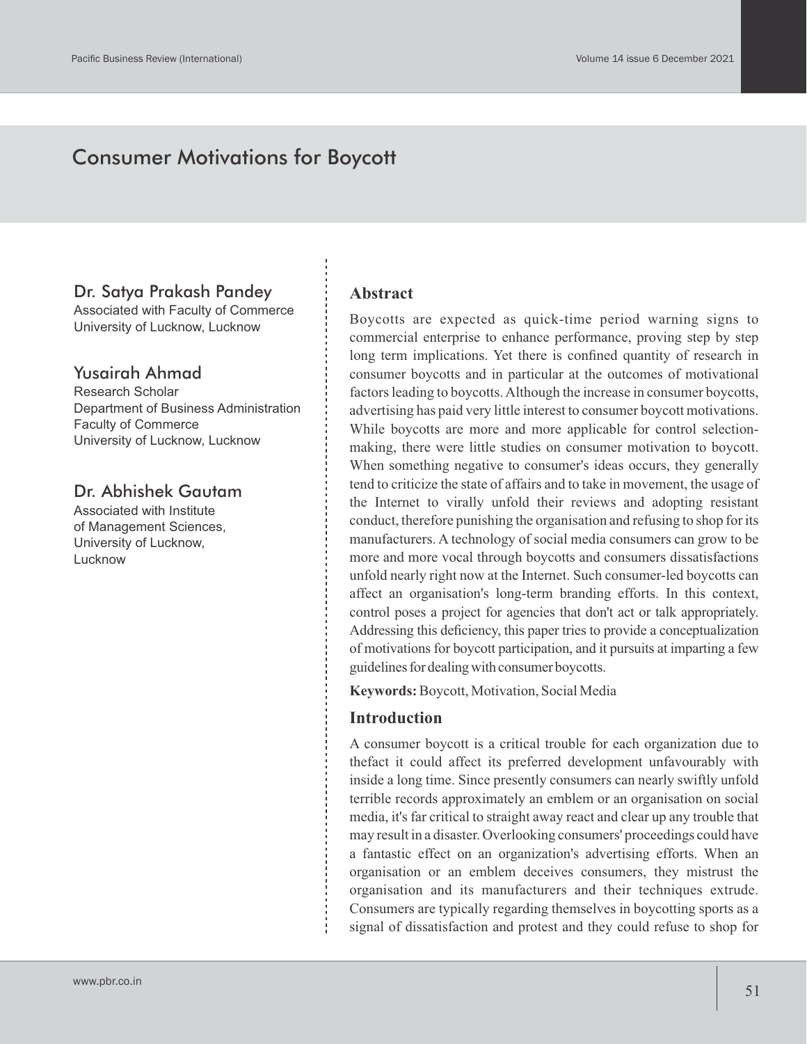# Consumer Motivations for Boycott

## Dr. Satya Prakash Pandey

Associated with Faculty of Commerce
University of Lucknow, Lucknow

## Yusairah Ahmad

Research Scholar
Department of Business Administration
Faculty of Commerce
University of Lucknow, Lucknow

## Dr. Abhishek Gautam

Associated with Institute
of Management Sciences,
University of Lucknow,
Lucknow

## Abstract

Boycotts are expected as quick-time period warning signs to commercial enterprise to enhance performance, proving step by step long term implications. Yet there is confined quantity of research in consumer boycotts and in particular at the outcomes of motivational factors leading to boycotts. Although the increase in consumer boycotts, advertising has paid very little interest to consumer boycott motivations. While boycotts are more and more applicable for control selection-making, there were little studies on consumer motivation to boycott. When something negative to consumer's ideas occurs, they generally tend to criticize the state of affairs and to take in movement, the usage of the Internet to virally unfold their reviews and adopting resistant conduct, therefore punishing the organisation and refusing to shop for its manufacturers. A technology of social media consumers can grow to be more and more vocal through boycotts and consumers dissatisfactions unfold nearly right now at the Internet. Such consumer-led boycotts can affect an organisation's long-term branding efforts. In this context, control poses a project for agencies that don't act or talk appropriately. Addressing this deficiency, this paper tries to provide a conceptualization of motivations for boycott participation, and it pursuits at imparting a few guidelines for dealing with consumer boycotts.

**Keywords:** Boycott, Motivation, Social Media

## Introduction

A consumer boycott is a critical trouble for each organization due to thefact it could affect its preferred development unfavourably with inside a long time. Since presently consumers can nearly swiftly unfold terrible records approximately an emblem or an organisation on social media, it's far critical to straight away react and clear up any trouble that may result in a disaster. Overlooking consumers' proceedings could have a fantastic effect on an organization's advertising efforts. When an organisation or an emblem deceives consumers, they mistrust the organisation and its manufacturers and their techniques extrude. Consumers are typically regarding themselves in boycotting sports as a signal of dissatisfaction and protest and they could refuse to shop for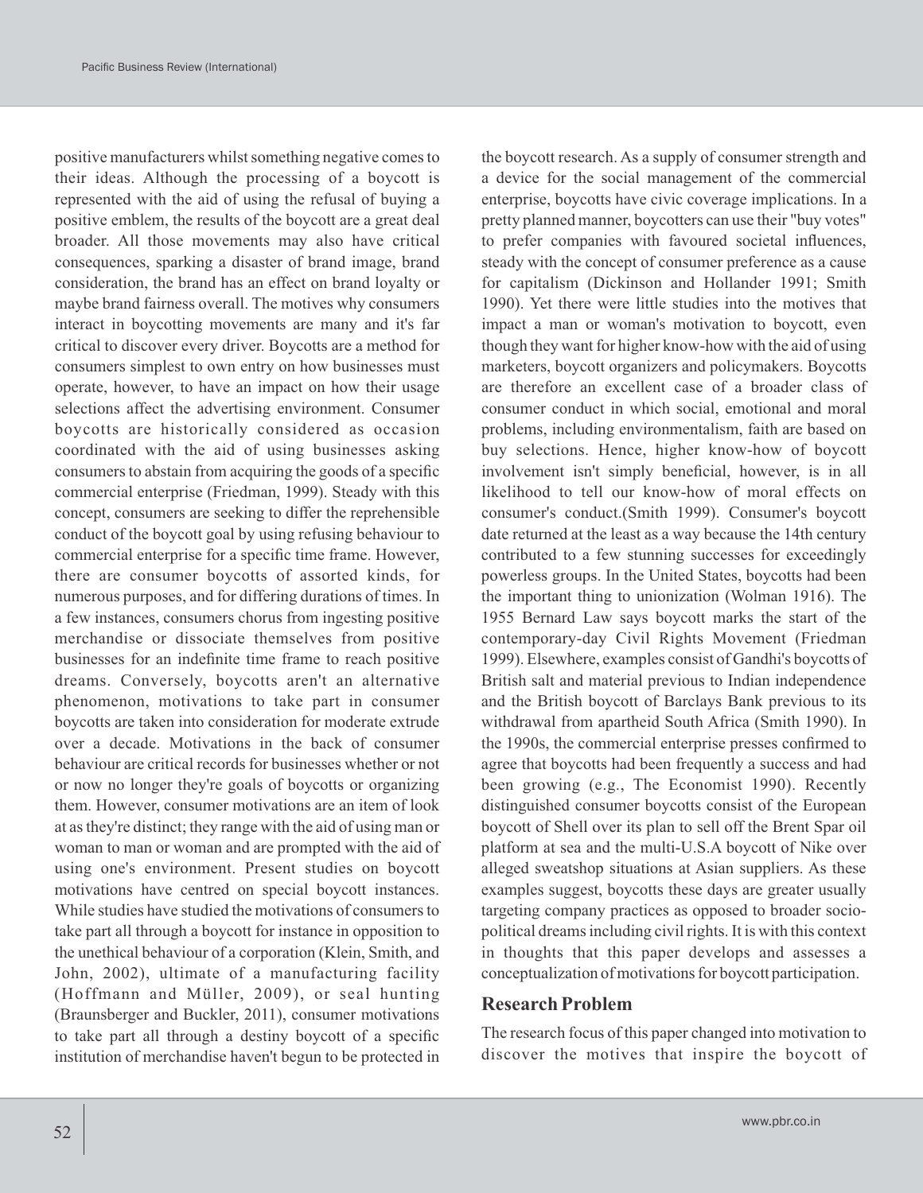positive manufacturers whilst something negative comes to their ideas. Although the processing of a boycott is represented with the aid of using the refusal of buying a positive emblem, the results of the boycott are a great deal broader. All those movements may also have critical consequences, sparking a disaster of brand image, brand consideration, the brand has an effect on brand loyalty or maybe brand fairness overall. The motives why consumers interact in boycotting movements are many and it's far critical to discover every driver. Boycotts are a method for consumers simplest to own entry on how businesses must operate, however, to have an impact on how their usage selections affect the advertising environment. Consumer boycotts are historically considered as occasion coordinated with the aid of using businesses asking consumers to abstain from acquiring the goods of a specific commercial enterprise (Friedman, 1999). Steady with this concept, consumers are seeking to differ the reprehensible conduct of the boycott goal by using refusing behaviour to commercial enterprise for a specific time frame. However, there are consumer boycotts of assorted kinds, for numerous purposes, and for differing durations of times. In a few instances, consumers chorus from ingesting positive merchandise or dissociate themselves from positive businesses for an indefinite time frame to reach positive dreams. Conversely, boycotts aren't an alternative phenomenon, motivations to take part in consumer boycotts are taken into consideration for moderate extrude over a decade. Motivations in the back of consumer behaviour are critical records for businesses whether or not or now no longer they're goals of boycotts or organizing them. However, consumer motivations are an item of look at as they're distinct; they range with the aid of using man or woman to man or woman and are prompted with the aid of using one's environment. Present studies on boycott motivations have centred on special boycott instances. While studies have studied the motivations of consumers to take part all through a boycott for instance in opposition to the unethical behaviour of a corporation (Klein, Smith, and John, 2002), ultimate of a manufacturing facility (Hoffmann and Müller, 2009), or seal hunting (Braunsberger and Buckler, 2011), consumer motivations to take part all through a destiny boycott of a specific institution of merchandise haven't begun to be protected in the boycott research. As a supply of consumer strength and a device for the social management of the commercial enterprise, boycotts have civic coverage implications. In a pretty planned manner, boycotters can use their "buy votes" to prefer companies with favoured societal influences, steady with the concept of consumer preference as a cause for capitalism (Dickinson and Hollander 1991; Smith 1990). Yet there were little studies into the motives that impact a man or woman's motivation to boycott, even though they want for higher know-how with the aid of using marketers, boycott organizers and policymakers. Boycotts are therefore an excellent case of a broader class of consumer conduct in which social, emotional and moral problems, including environmentalism, faith are based on buy selections. Hence, higher know-how of boycott involvement isn't simply beneficial, however, is in all likelihood to tell our know-how of moral effects on consumer's conduct.(Smith 1999). Consumer's boycott date returned at the least as a way because the 14th century contributed to a few stunning successes for exceedingly powerless groups. In the United States, boycotts had been the important thing to unionization (Wolman 1916). The 1955 Bernard Law says boycott marks the start of the contemporary-day Civil Rights Movement (Friedman 1999). Elsewhere, examples consist of Gandhi's boycotts of British salt and material previous to Indian independence and the British boycott of Barclays Bank previous to its withdrawal from apartheid South Africa (Smith 1990). In the 1990s, the commercial enterprise presses confirmed to agree that boycotts had been frequently a success and had been growing (e.g., The Economist 1990). Recently distinguished consumer boycotts consist of the European boycott of Shell over its plan to sell off the Brent Spar oil platform at sea and the multi-U.S.A boycott of Nike over alleged sweatshop situations at Asian suppliers. As these examples suggest, boycotts these days are greater usually targeting company practices as opposed to broader socio-political dreams including civil rights. It is with this context in thoughts that this paper develops and assesses a conceptualization of motivations for boycott participation.

## Research Problem

The research focus of this paper changed into motivation to discover the motives that inspire the boycott of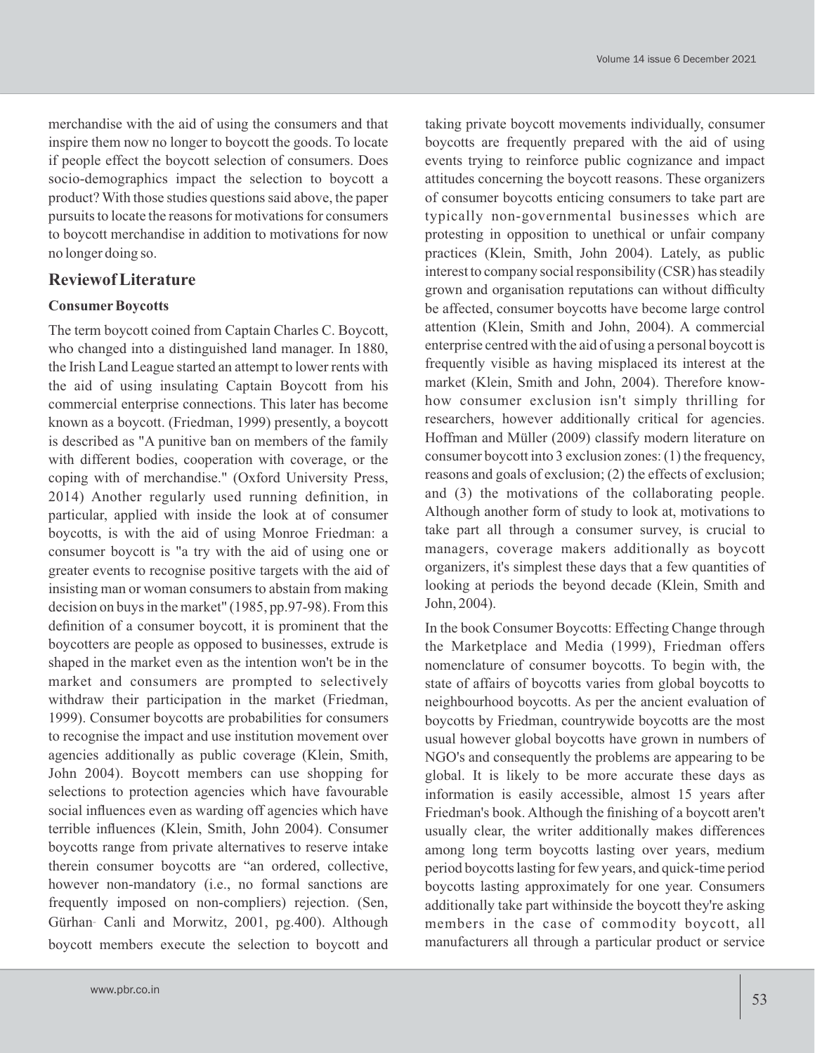merchandise with the aid of using the consumers and that inspire them now no longer to boycott the goods. To locate if people effect the boycott selection of consumers. Does socio-demographics impact the selection to boycott a product? With those studies questions said above, the paper pursuits to locate the reasons for motivations for consumers to boycott merchandise in addition to motivations for now no longer doing so.

## Reviewof Literature

### Consumer Boycotts

The term boycott coined from Captain Charles C. Boycott, who changed into a distinguished land manager. In 1880, the Irish Land League started an attempt to lower rents with the aid of using insulating Captain Boycott from his commercial enterprise connections. This later has become known as a boycott. (Friedman, 1999) presently, a boycott is described as "A punitive ban on members of the family with different bodies, cooperation with coverage, or the coping with of merchandise." (Oxford University Press, 2014) Another regularly used running definition, in particular, applied with inside the look at of consumer boycotts, is with the aid of using Monroe Friedman: a consumer boycott is "a try with the aid of using one or greater events to recognise positive targets with the aid of insisting man or woman consumers to abstain from making decision on buys in the market" (1985, pp.97-98). From this definition of a consumer boycott, it is prominent that the boycotters are people as opposed to businesses, extrude is shaped in the market even as the intention won't be in the market and consumers are prompted to selectively withdraw their participation in the market (Friedman, 1999). Consumer boycotts are probabilities for consumers to recognise the impact and use institution movement over agencies additionally as public coverage (Klein, Smith, John 2004). Boycott members can use shopping for selections to protection agencies which have favourable social influences even as warding off agencies which have terrible influences (Klein, Smith, John 2004). Consumer boycotts range from private alternatives to reserve intake therein consumer boycotts are "an ordered, collective, however non-mandatory (i.e., no formal sanctions are frequently imposed on non-compliers) rejection. (Sen, Gürhan- Canli and Morwitz, 2001, pg.400). Although boycott members execute the selection to boycott and taking private boycott movements individually, consumer boycotts are frequently prepared with the aid of using events trying to reinforce public cognizance and impact attitudes concerning the boycott reasons. These organizers of consumer boycotts enticing consumers to take part are typically non-governmental businesses which are protesting in opposition to unethical or unfair company practices (Klein, Smith, John 2004). Lately, as public interest to company social responsibility (CSR) has steadily grown and organisation reputations can without difficulty be affected, consumer boycotts have become large control attention (Klein, Smith and John, 2004). A commercial enterprise centred with the aid of using a personal boycott is frequently visible as having misplaced its interest at the market (Klein, Smith and John, 2004). Therefore know-how consumer exclusion isn't simply thrilling for researchers, however additionally critical for agencies. Hoffman and Müller (2009) classify modern literature on consumer boycott into 3 exclusion zones: (1) the frequency, reasons and goals of exclusion; (2) the effects of exclusion; and (3) the motivations of the collaborating people. Although another form of study to look at, motivations to take part all through a consumer survey, is crucial to managers, coverage makers additionally as boycott organizers, it's simplest these days that a few quantities of looking at periods the beyond decade (Klein, Smith and John, 2004).

In the book Consumer Boycotts: Effecting Change through the Marketplace and Media (1999), Friedman offers nomenclature of consumer boycotts. To begin with, the state of affairs of boycotts varies from global boycotts to neighbourhood boycotts. As per the ancient evaluation of boycotts by Friedman, countrywide boycotts are the most usual however global boycotts have grown in numbers of NGO's and consequently the problems are appearing to be global. It is likely to be more accurate these days as information is easily accessible, almost 15 years after Friedman's book. Although the finishing of a boycott aren't usually clear, the writer additionally makes differences among long term boycotts lasting over years, medium period boycotts lasting for few years, and quick-time period boycotts lasting approximately for one year. Consumers additionally take part withinside the boycott they're asking members in the case of commodity boycott, all manufacturers all through a particular product or service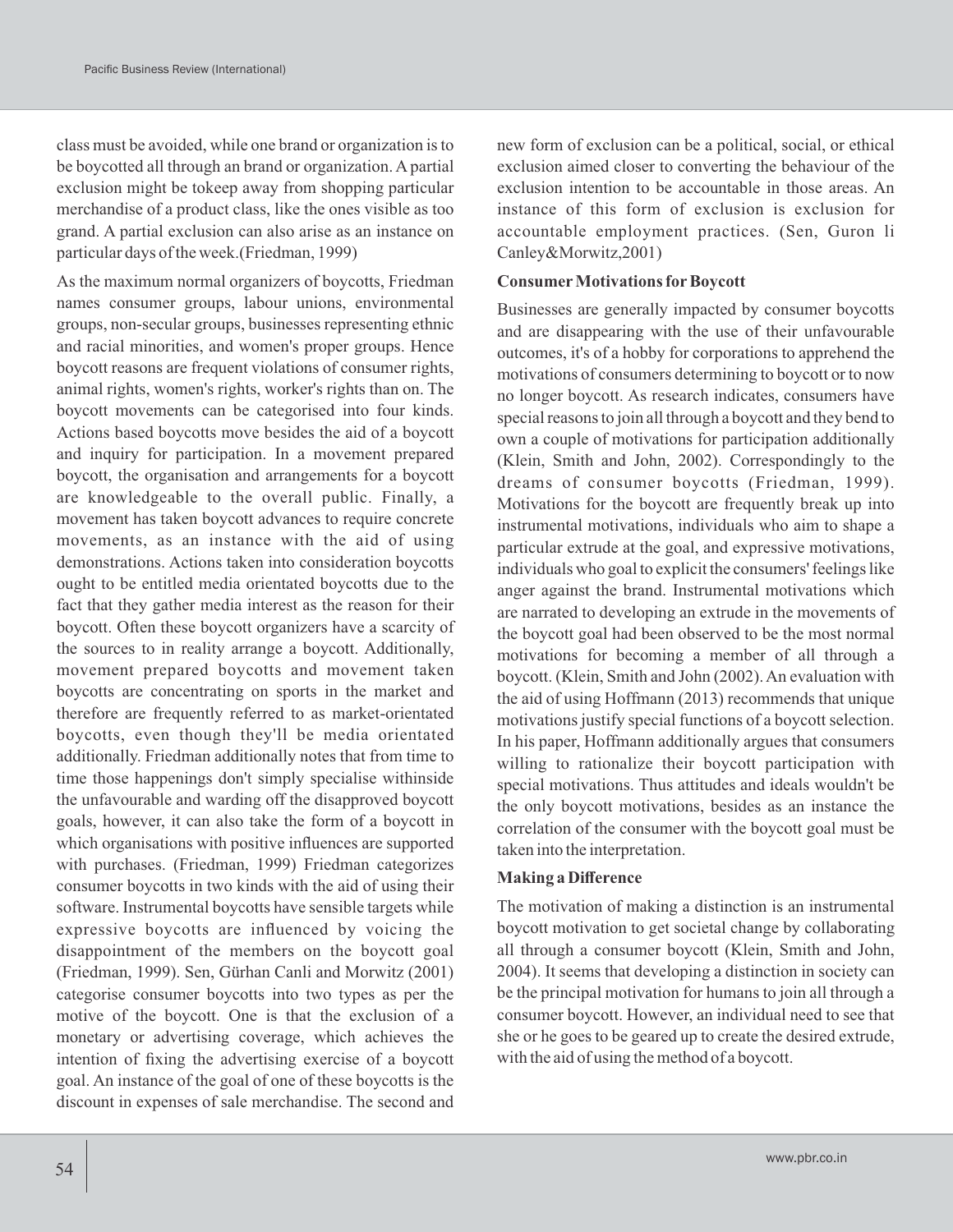class must be avoided, while one brand or organization is to be boycotted all through an brand or organization. A partial exclusion might be tokeep away from shopping particular merchandise of a product class, like the ones visible as too grand. A partial exclusion can also arise as an instance on particular days of the week.(Friedman, 1999)

As the maximum normal organizers of boycotts, Friedman names consumer groups, labour unions, environmental groups, non-secular groups, businesses representing ethnic and racial minorities, and women's proper groups. Hence boycott reasons are frequent violations of consumer rights, animal rights, women's rights, worker's rights than on. The boycott movements can be categorised into four kinds. Actions based boycotts move besides the aid of a boycott and inquiry for participation. In a movement prepared boycott, the organisation and arrangements for a boycott are knowledgeable to the overall public. Finally, a movement has taken boycott advances to require concrete movements, as an instance with the aid of using demonstrations. Actions taken into consideration boycotts ought to be entitled media orientated boycotts due to the fact that they gather media interest as the reason for their boycott. Often these boycott organizers have a scarcity of the sources to in reality arrange a boycott. Additionally, movement prepared boycotts and movement taken boycotts are concentrating on sports in the market and therefore are frequently referred to as market-orientated boycotts, even though they'll be media orientated additionally. Friedman additionally notes that from time to time those happenings don't simply specialise withinside the unfavourable and warding off the disapproved boycott goals, however, it can also take the form of a boycott in which organisations with positive influences are supported with purchases. (Friedman, 1999) Friedman categorizes consumer boycotts in two kinds with the aid of using their software. Instrumental boycotts have sensible targets while expressive boycotts are influenced by voicing the disappointment of the members on the boycott goal (Friedman, 1999). Sen, Gürhan Canli and Morwitz (2001) categorise consumer boycotts into two types as per the motive of the boycott. One is that the exclusion of a monetary or advertising coverage, which achieves the intention of fixing the advertising exercise of a boycott goal. An instance of the goal of one of these boycotts is the discount in expenses of sale merchandise. The second and new form of exclusion can be a political, social, or ethical exclusion aimed closer to converting the behaviour of the exclusion intention to be accountable in those areas. An instance of this form of exclusion is exclusion for accountable employment practices. (Sen, Guron li Canley&Morwitz,2001)

**Consumer Motivations for Boycott**

Businesses are generally impacted by consumer boycotts and are disappearing with the use of their unfavourable outcomes, it's of a hobby for corporations to apprehend the motivations of consumers determining to boycott or to now no longer boycott. As research indicates, consumers have special reasons to join all through a boycott and they bend to own a couple of motivations for participation additionally (Klein, Smith and John, 2002). Correspondingly to the dreams of consumer boycotts (Friedman, 1999). Motivations for the boycott are frequently break up into instrumental motivations, individuals who aim to shape a particular extrude at the goal, and expressive motivations, individuals who goal to explicit the consumers' feelings like anger against the brand. Instrumental motivations which are narrated to developing an extrude in the movements of the boycott goal had been observed to be the most normal motivations for becoming a member of all through a boycott. (Klein, Smith and John (2002). An evaluation with the aid of using Hoffmann (2013) recommends that unique motivations justify special functions of a boycott selection. In his paper, Hoffmann additionally argues that consumers willing to rationalize their boycott participation with special motivations. Thus attitudes and ideals wouldn't be the only boycott motivations, besides as an instance the correlation of the consumer with the boycott goal must be taken into the interpretation.

**Making a Difference**

The motivation of making a distinction is an instrumental boycott motivation to get societal change by collaborating all through a consumer boycott (Klein, Smith and John, 2004). It seems that developing a distinction in society can be the principal motivation for humans to join all through a consumer boycott. However, an individual need to see that she or he goes to be geared up to create the desired extrude, with the aid of using the method of a boycott.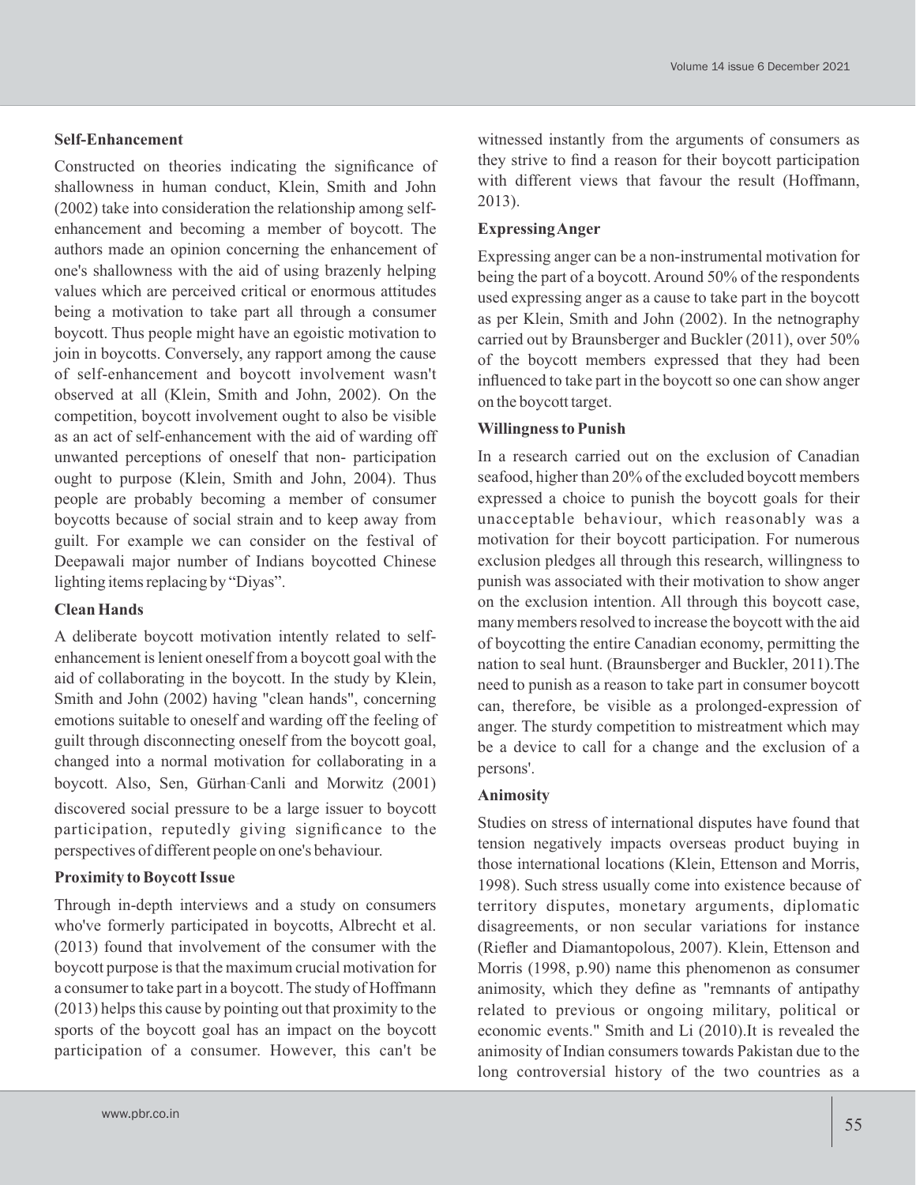### Self-Enhancement

Constructed on theories indicating the significance of shallowness in human conduct, Klein, Smith and John (2002) take into consideration the relationship among self-enhancement and becoming a member of boycott. The authors made an opinion concerning the enhancement of one's shallowness with the aid of using brazenly helping values which are perceived critical or enormous attitudes being a motivation to take part all through a consumer boycott. Thus people might have an egoistic motivation to join in boycotts. Conversely, any rapport among the cause of self-enhancement and boycott involvement wasn't observed at all (Klein, Smith and John, 2002). On the competition, boycott involvement ought to also be visible as an act of self-enhancement with the aid of warding off unwanted perceptions of oneself that non- participation ought to purpose (Klein, Smith and John, 2004). Thus people are probably becoming a member of consumer boycotts because of social strain and to keep away from guilt. For example we can consider on the festival of Deepawali major number of Indians boycotted Chinese lighting items replacing by "Diyas".

### Clean Hands

A deliberate boycott motivation intently related to self-enhancement is lenient oneself from a boycott goal with the aid of collaborating in the boycott. In the study by Klein, Smith and John (2002) having "clean hands", concerning emotions suitable to oneself and warding off the feeling of guilt through disconnecting oneself from the boycott goal, changed into a normal motivation for collaborating in a boycott. Also, Sen, Gürhan-Canli and Morwitz (2001) discovered social pressure to be a large issuer to boycott participation, reputedly giving significance to the perspectives of different people on one's behaviour.

### Proximity to Boycott Issue

Through in-depth interviews and a study on consumers who've formerly participated in boycotts, Albrecht et al. (2013) found that involvement of the consumer with the boycott purpose is that the maximum crucial motivation for a consumer to take part in a boycott. The study of Hoffmann (2013) helps this cause by pointing out that proximity to the sports of the boycott goal has an impact on the boycott participation of a consumer. However, this can't be witnessed instantly from the arguments of consumers as they strive to find a reason for their boycott participation with different views that favour the result (Hoffmann, 2013).

### Expressing Anger

Expressing anger can be a non-instrumental motivation for being the part of a boycott. Around 50% of the respondents used expressing anger as a cause to take part in the boycott as per Klein, Smith and John (2002). In the netnography carried out by Braunsberger and Buckler (2011), over 50% of the boycott members expressed that they had been influenced to take part in the boycott so one can show anger on the boycott target.

### Willingness to Punish

In a research carried out on the exclusion of Canadian seafood, higher than 20% of the excluded boycott members expressed a choice to punish the boycott goals for their unacceptable behaviour, which reasonably was a motivation for their boycott participation. For numerous exclusion pledges all through this research, willingness to punish was associated with their motivation to show anger on the exclusion intention. All through this boycott case, many members resolved to increase the boycott with the aid of boycotting the entire Canadian economy, permitting the nation to seal hunt. (Braunsberger and Buckler, 2011).The need to punish as a reason to take part in consumer boycott can, therefore, be visible as a prolonged-expression of anger. The sturdy competition to mistreatment which may be a device to call for a change and the exclusion of a persons'.

### Animosity

Studies on stress of international disputes have found that tension negatively impacts overseas product buying in those international locations (Klein, Ettenson and Morris, 1998). Such stress usually come into existence because of territory disputes, monetary arguments, diplomatic disagreements, or non secular variations for instance (Riefler and Diamantopolous, 2007). Klein, Ettenson and Morris (1998, p.90) name this phenomenon as consumer animosity, which they define as "remnants of antipathy related to previous or ongoing military, political or economic events." Smith and Li (2010).It is revealed the animosity of Indian consumers towards Pakistan due to the long controversial history of the two countries as a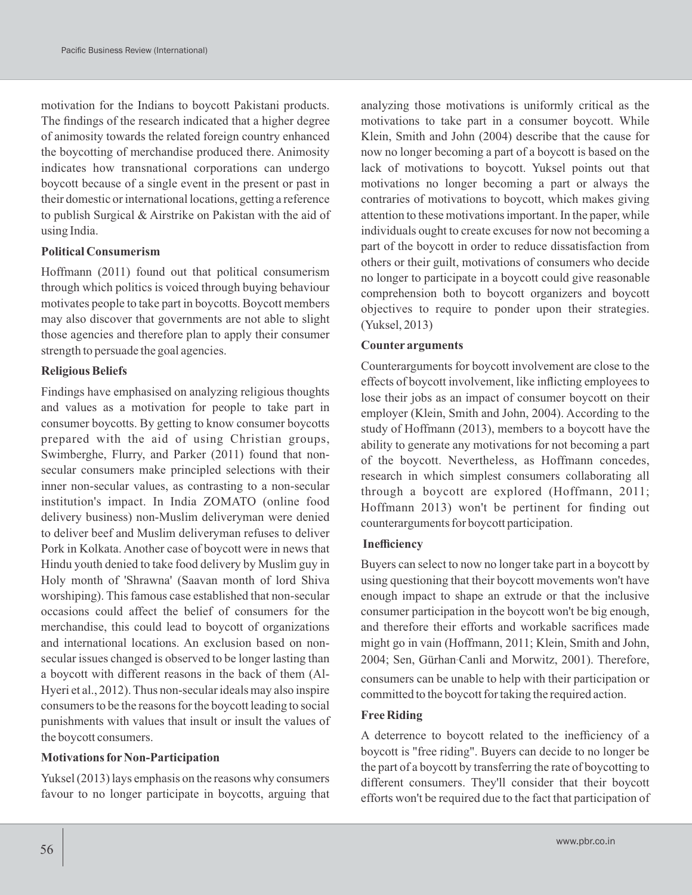motivation for the Indians to boycott Pakistani products. The findings of the research indicated that a higher degree of animosity towards the related foreign country enhanced the boycotting of merchandise produced there. Animosity indicates how transnational corporations can undergo boycott because of a single event in the present or past in their domestic or international locations, getting a reference to publish Surgical & Airstrike on Pakistan with the aid of using India.

**Political Consumerism**

Hoffmann (2011) found out that political consumerism through which politics is voiced through buying behaviour motivates people to take part in boycotts. Boycott members may also discover that governments are not able to slight those agencies and therefore plan to apply their consumer strength to persuade the goal agencies.

**Religious Beliefs**

Findings have emphasised on analyzing religious thoughts and values as a motivation for people to take part in consumer boycotts. By getting to know consumer boycotts prepared with the aid of using Christian groups, Swimberghe, Flurry, and Parker (2011) found that non-secular consumers make principled selections with their inner non-secular values, as contrasting to a non-secular institution's impact. In India ZOMATO (online food delivery business) non-Muslim deliveryman were denied to deliver beef and Muslim deliveryman refuses to deliver Pork in Kolkata. Another case of boycott were in news that Hindu youth denied to take food delivery by Muslim guy in Holy month of 'Shrawna' (Saavan month of lord Shiva worshiping). This famous case established that non-secular occasions could affect the belief of consumers for the merchandise, this could lead to boycott of organizations and international locations. An exclusion based on non-secular issues changed is observed to be longer lasting than a boycott with different reasons in the back of them (Al-Hyeri et al., 2012). Thus non-secular ideals may also inspire consumers to be the reasons for the boycott leading to social punishments with values that insult or insult the values of the boycott consumers.

**Motivations for Non-Participation**

Yuksel (2013) lays emphasis on the reasons why consumers favour to no longer participate in boycotts, arguing that analyzing those motivations is uniformly critical as the motivations to take part in a consumer boycott. While Klein, Smith and John (2004) describe that the cause for now no longer becoming a part of a boycott is based on the lack of motivations to boycott. Yuksel points out that motivations no longer becoming a part or always the contraries of motivations to boycott, which makes giving attention to these motivations important. In the paper, while individuals ought to create excuses for now not becoming a part of the boycott in order to reduce dissatisfaction from others or their guilt, motivations of consumers who decide no longer to participate in a boycott could give reasonable comprehension both to boycott organizers and boycott objectives to require to ponder upon their strategies. (Yuksel, 2013)

**Counter arguments**

Counterarguments for boycott involvement are close to the effects of boycott involvement, like inflicting employees to lose their jobs as an impact of consumer boycott on their employer (Klein, Smith and John, 2004). According to the study of Hoffmann (2013), members to a boycott have the ability to generate any motivations for not becoming a part of the boycott. Nevertheless, as Hoffmann concedes, research in which simplest consumers collaborating all through a boycott are explored (Hoffmann, 2011; Hoffmann 2013) won't be pertinent for finding out counterarguments for boycott participation.

**Inefficiency**

Buyers can select to now no longer take part in a boycott by using questioning that their boycott movements won't have enough impact to shape an extrude or that the inclusive consumer participation in the boycott won't be big enough, and therefore their efforts and workable sacrifices made might go in vain (Hoffmann, 2011; Klein, Smith and John, 2004; Sen, Gürhan-Canli and Morwitz, 2001). Therefore, consumers can be unable to help with their participation or committed to the boycott for taking the required action.

**Free Riding**

A deterrence to boycott related to the inefficiency of a boycott is "free riding". Buyers can decide to no longer be the part of a boycott by transferring the rate of boycotting to different consumers. They'll consider that their boycott efforts won't be required due to the fact that participation of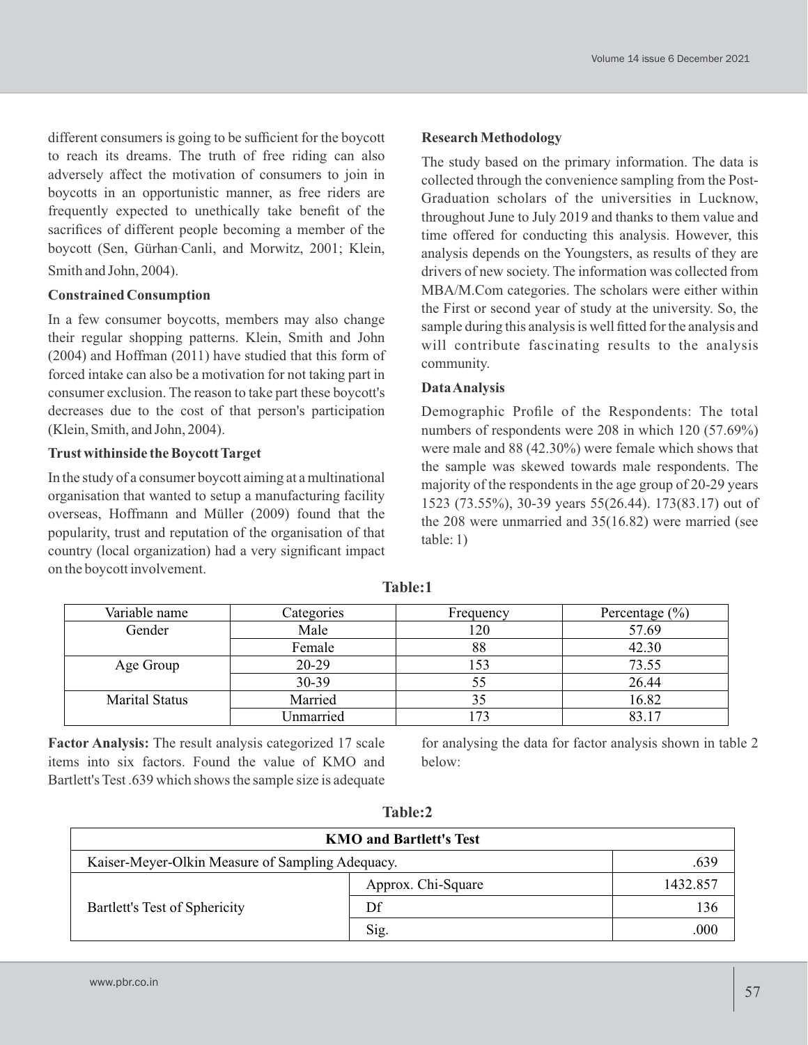different consumers is going to be sufficient for the boycott to reach its dreams. The truth of free riding can also adversely affect the motivation of consumers to join in boycotts in an opportunistic manner, as free riders are frequently expected to unethically take benefit of the sacrifices of different people becoming a member of the boycott (Sen, Gürhan-Canli, and Morwitz, 2001; Klein, Smith and John, 2004).

**Constrained Consumption**

In a few consumer boycotts, members may also change their regular shopping patterns. Klein, Smith and John (2004) and Hoffman (2011) have studied that this form of forced intake can also be a motivation for not taking part in consumer exclusion. The reason to take part these boycott's decreases due to the cost of that person's participation (Klein, Smith, and John, 2004).

**Trust withinside the Boycott Target**

In the study of a consumer boycott aiming at a multinational organisation that wanted to setup a manufacturing facility overseas, Hoffmann and Müller (2009) found that the popularity, trust and reputation of the organisation of that country (local organization) had a very significant impact on the boycott involvement.

**Research Methodology**

The study based on the primary information. The data is collected through the convenience sampling from the Post-Graduation scholars of the universities in Lucknow, throughout June to July 2019 and thanks to them value and time offered for conducting this analysis. However, this analysis depends on the Youngsters, as results of they are drivers of new society. The information was collected from MBA/M.Com categories. The scholars were either within the First or second year of study at the university. So, the sample during this analysis is well fitted for the analysis and will contribute fascinating results to the analysis community.

**Data Analysis**

Demographic Profile of the Respondents: The total numbers of respondents were 208 in which 120 (57.69%) were male and 88 (42.30%) were female which shows that the sample was skewed towards male respondents. The majority of the respondents in the age group of 20-29 years 1523 (73.55%), 30-39 years 55(26.44). 173(83.17) out of the 208 were unmarried and 35(16.82) were married (see table: 1)

**Table:1**

| Variable name | Categories | Frequency | Percentage (%) |
|---|---|---|---|
| Gender | Male | 120 | 57.69 |
| | Female | 88 | 42.30 |
| Age Group | 20-29 | 153 | 73.55 |
| | 30-39 | 55 | 26.44 |
| Marital Status | Married | 35 | 16.82 |
| | Unmarried | 173 | 83.17 |

**Factor Analysis:** The result analysis categorized 17 scale items into six factors. Found the value of KMO and Bartlett's Test .639 which shows the sample size is adequate for analysing the data for factor analysis shown in table 2 below:

**Table:2**

| KMO and Bartlett's Test | | |
|---|---|---|
| Kaiser-Meyer-Olkin Measure of Sampling Adequacy. | | .639 |
| Bartlett's Test of Sphericity | Approx. Chi-Square | 1432.857 |
| | Df | 136 |
| | Sig. | .000 |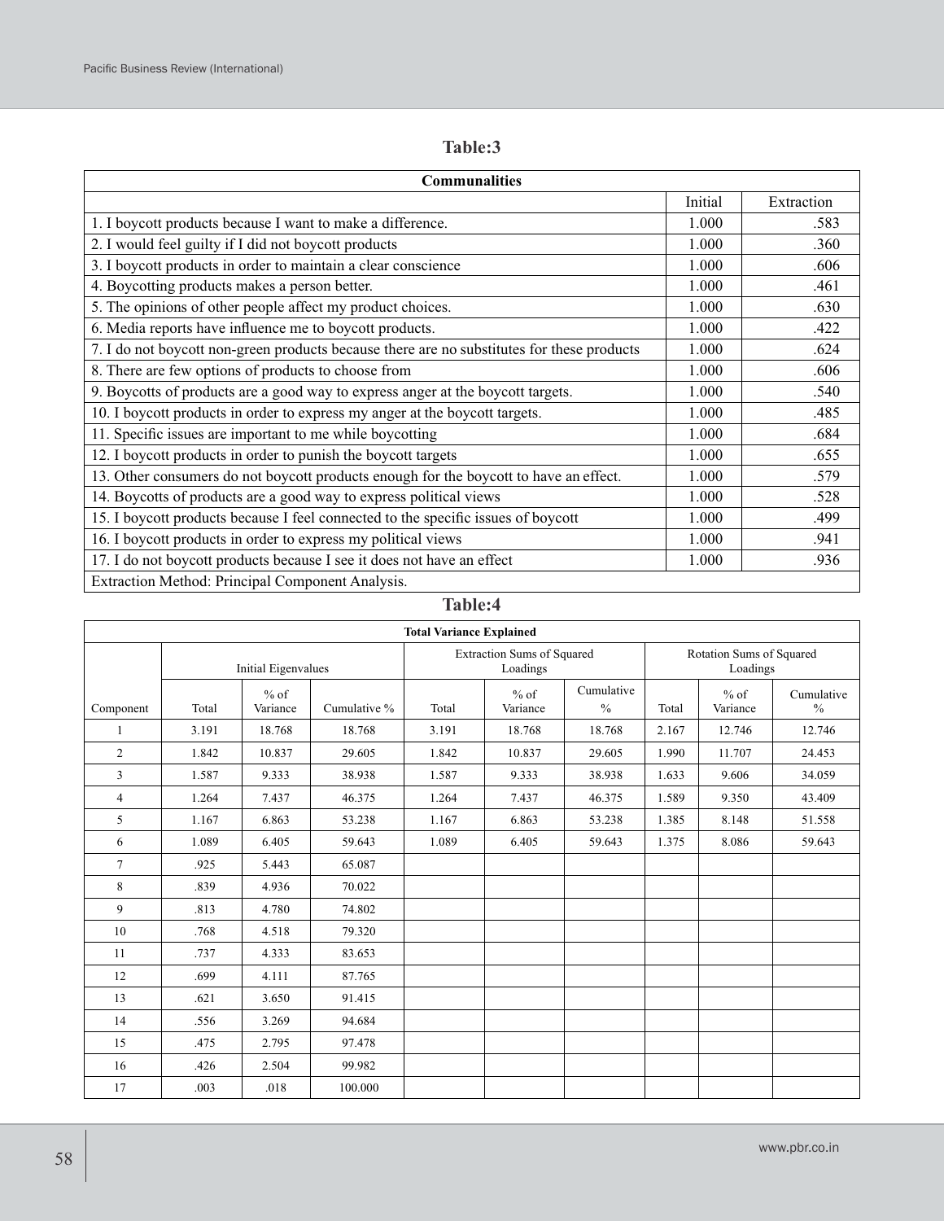**Table:3**

| Communalities | | |
|---|---|---|
| | Initial | Extraction |
| 1. I boycott products because I want to make a difference. | 1.000 | .583 |
| 2. I would feel guilty if I did not boycott products | 1.000 | .360 |
| 3. I boycott products in order to maintain a clear conscience | 1.000 | .606 |
| 4. Boycotting products makes a person better. | 1.000 | .461 |
| 5. The opinions of other people affect my product choices. | 1.000 | .630 |
| 6. Media reports have influence me to boycott products. | 1.000 | .422 |
| 7. I do not boycott non-green products because there are no substitutes for these products | 1.000 | .624 |
| 8. There are few options of products to choose from | 1.000 | .606 |
| 9. Boycotts of products are a good way to express anger at the boycott targets. | 1.000 | .540 |
| 10. I boycott products in order to express my anger at the boycott targets. | 1.000 | .485 |
| 11. Specific issues are important to me while boycotting | 1.000 | .684 |
| 12. I boycott products in order to punish the boycott targets | 1.000 | .655 |
| 13. Other consumers do not boycott products enough for the boycott to have an effect. | 1.000 | .579 |
| 14. Boycotts of products are a good way to express political views | 1.000 | .528 |
| 15. I boycott products because I feel connected to the specific issues of boycott | 1.000 | .499 |
| 16. I boycott products in order to express my political views | 1.000 | .941 |
| 17. I do not boycott products because I see it does not have an effect | 1.000 | .936 |
| Extraction Method: Principal Component Analysis. | | |

**Table:4**

| Total Variance Explained | | | | | | | | | |
|---|---|---|---|---|---|---|---|---|---|
| | Initial Eigenvalues | | | Extraction Sums of Squared Loadings | | | Rotation Sums of Squared Loadings | | |
| Component | Total | % of Variance | Cumulative % | Total | % of Variance | Cumulative % | Total | % of Variance | Cumulative % |
| 1 | 3.191 | 18.768 | 18.768 | 3.191 | 18.768 | 18.768 | 2.167 | 12.746 | 12.746 |
| 2 | 1.842 | 10.837 | 29.605 | 1.842 | 10.837 | 29.605 | 1.990 | 11.707 | 24.453 |
| 3 | 1.587 | 9.333 | 38.938 | 1.587 | 9.333 | 38.938 | 1.633 | 9.606 | 34.059 |
| 4 | 1.264 | 7.437 | 46.375 | 1.264 | 7.437 | 46.375 | 1.589 | 9.350 | 43.409 |
| 5 | 1.167 | 6.863 | 53.238 | 1.167 | 6.863 | 53.238 | 1.385 | 8.148 | 51.558 |
| 6 | 1.089 | 6.405 | 59.643 | 1.089 | 6.405 | 59.643 | 1.375 | 8.086 | 59.643 |
| 7 | .925 | 5.443 | 65.087 | | | | | | |
| 8 | .839 | 4.936 | 70.022 | | | | | | |
| 9 | .813 | 4.780 | 74.802 | | | | | | |
| 10 | .768 | 4.518 | 79.320 | | | | | | |
| 11 | .737 | 4.333 | 83.653 | | | | | | |
| 12 | .699 | 4.111 | 87.765 | | | | | | |
| 13 | .621 | 3.650 | 91.415 | | | | | | |
| 14 | .556 | 3.269 | 94.684 | | | | | | |
| 15 | .475 | 2.795 | 97.478 | | | | | | |
| 16 | .426 | 2.504 | 99.982 | | | | | | |
| 17 | .003 | .018 | 100.000 | | | | | | |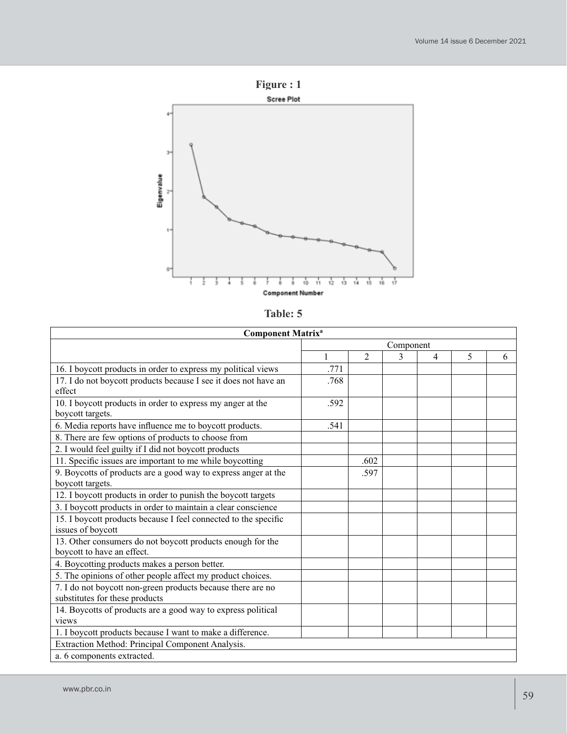**Figure : 1**

Scree Plot

**Table: 5**

| Component Matrix[a] | | | | | | |
|---|---|---|---|---|---|---|
| | Component | | | | | |
| | 1 | 2 | 3 | 4 | 5 | 6 |
| 16. I boycott products in order to express my political views | .771 | | | | | |
| 17. I do not boycott products because I see it does not have an effect | .768 | | | | | |
| 10. I boycott products in order to express my anger at the boycott targets. | .592 | | | | | |
| 6. Media reports have influence me to boycott products. | .541 | | | | | |
| 8. There are few options of products to choose from | | | | | | |
| 2. I would feel guilty if I did not boycott products | | | | | | |
| 11. Specific issues are important to me while boycotting | | .602 | | | | |
| 9. Boycotts of products are a good way to express anger at the boycott targets. | | .597 | | | | |
| 12. I boycott products in order to punish the boycott targets | | | | | | |
| 3. I boycott products in order to maintain a clear conscience | | | | | | |
| 15. I boycott products because I feel connected to the specific issues of boycott | | | | | | |
| 13. Other consumers do not boycott products enough for the boycott to have an effect. | | | | | | |
| 4. Boycotting products makes a person better. | | | | | | |
| 5. The opinions of other people affect my product choices. | | | | | | |
| 7. I do not boycott non-green products because there are no substitutes for these products | | | | | | |
| 14. Boycotts of products are a good way to express political views | | | | | | |
| 1. I boycott products because I want to make a difference. | | | | | | |
| Extraction Method: Principal Component Analysis. | | | | | | |
| a. 6 components extracted. | | | | | | |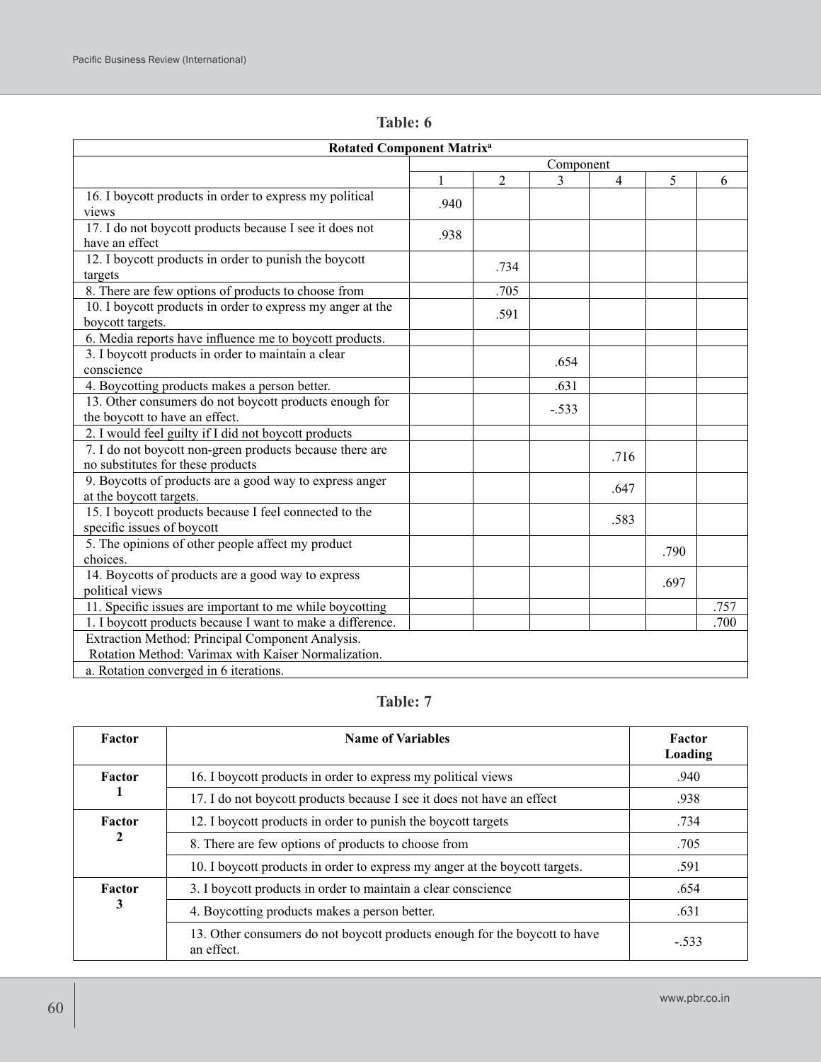**Table: 6**

| Rotated Component Matrix[a] | | | | | | |
|---|---|---|---|---|---|---|
| | Component | | | | | |
| | 1 | 2 | 3 | 4 | 5 | 6 |
| 16. I boycott products in order to express my political views | .940 | | | | | |
| 17. I do not boycott products because I see it does not have an effect | .938 | | | | | |
| 12. I boycott products in order to punish the boycott targets | | .734 | | | | |
| 8. There are few options of products to choose from | | .705 | | | | |
| 10. I boycott products in order to express my anger at the boycott targets. | | .591 | | | | |
| 6. Media reports have influence me to boycott products. | | | | | | |
| 3. I boycott products in order to maintain a clear conscience | | | .654 | | | |
| 4. Boycotting products makes a person better. | | | .631 | | | |
| 13. Other consumers do not boycott products enough for the boycott to have an effect. | | | -.533 | | | |
| 2. I would feel guilty if I did not boycott products | | | | | | |
| 7. I do not boycott non-green products because there are no substitutes for these products | | | | .716 | | |
| 9. Boycotts of products are a good way to express anger at the boycott targets. | | | | .647 | | |
| 15. I boycott products because I feel connected to the specific issues of boycott | | | | .583 | | |
| 5. The opinions of other people affect my product choices. | | | | | .790 | |
| 14. Boycotts of products are a good way to express political views | | | | | .697 | |
| 11. Specific issues are important to me while boycotting | | | | | | .757 |
| 1. I boycott products because I want to make a difference. | | | | | | .700 |

Extraction Method: Principal Component Analysis.
Rotation Method: Varimax with Kaiser Normalization.

a. Rotation converged in 6 iterations.

**Table: 7**

| Factor | Name of Variables | Factor Loading |
|---|---|---|
| Factor 1 | 16. I boycott products in order to express my political views | .940 |
| | 17. I do not boycott products because I see it does not have an effect | .938 |
| Factor 2 | 12. I boycott products in order to punish the boycott targets | .734 |
| | 8. There are few options of products to choose from | .705 |
| | 10. I boycott products in order to express my anger at the boycott targets. | .591 |
| Factor 3 | 3. I boycott products in order to maintain a clear conscience | .654 |
| | 4. Boycotting products makes a person better. | .631 |
| | 13. Other consumers do not boycott products enough for the boycott to have an effect. | -.533 |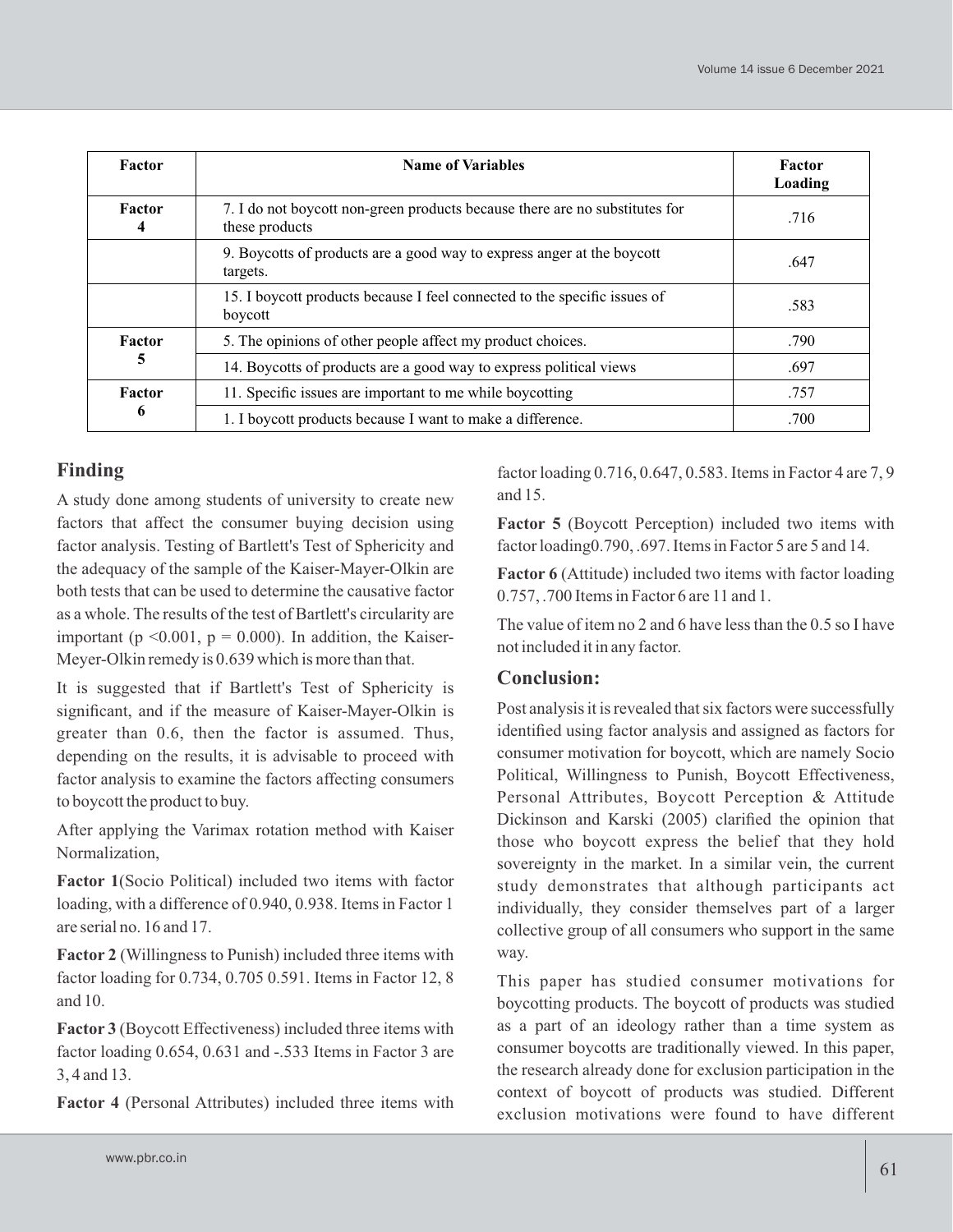| Factor | Name of Variables | Factor Loading |
|---|---|---|
| Factor 4 | 7. I do not boycott non-green products because there are no substitutes for these products | .716 |
| | 9. Boycotts of products are a good way to express anger at the boycott targets. | .647 |
| | 15. I boycott products because I feel connected to the specific issues of boycott | .583 |
| Factor 5 | 5. The opinions of other people affect my product choices. | .790 |
| | 14. Boycotts of products are a good way to express political views | .697 |
| Factor 6 | 11. Specific issues are important to me while boycotting | .757 |
| | 1. I boycott products because I want to make a difference. | .700 |

## Finding

A study done among students of university to create new factors that affect the consumer buying decision using factor analysis. Testing of Bartlett's Test of Sphericity and the adequacy of the sample of the Kaiser-Mayer-Olkin are both tests that can be used to determine the causative factor as a whole. The results of the test of Bartlett's circularity are important ($p < 0.001$, $p = 0.000$). In addition, the Kaiser-Meyer-Olkin remedy is 0.639 which is more than that.

It is suggested that if Bartlett's Test of Sphericity is significant, and if the measure of Kaiser-Mayer-Olkin is greater than 0.6, then the factor is assumed. Thus, depending on the results, it is advisable to proceed with factor analysis to examine the factors affecting consumers to boycott the product to buy.

After applying the Varimax rotation method with Kaiser Normalization,

**Factor 1**(Socio Political) included two items with factor loading, with a difference of 0.940, 0.938. Items in Factor 1 are serial no. 16 and 17.

**Factor 2** (Willingness to Punish) included three items with factor loading for 0.734, 0.705 0.591. Items in Factor 12, 8 and 10.

**Factor 3** (Boycott Effectiveness) included three items with factor loading 0.654, 0.631 and -.533 Items in Factor 3 are 3, 4 and 13.

**Factor 4** (Personal Attributes) included three items with factor loading 0.716, 0.647, 0.583. Items in Factor 4 are 7, 9 and 15.

**Factor 5** (Boycott Perception) included two items with factor loading0.790, .697. Items in Factor 5 are 5 and 14.

**Factor 6** (Attitude) included two items with factor loading 0.757, .700 Items in Factor 6 are 11 and 1.

The value of item no 2 and 6 have less than the 0.5 so I have not included it in any factor.

### Conclusion:

Post analysis it is revealed that six factors were successfully identified using factor analysis and assigned as factors for consumer motivation for boycott, which are namely Socio Political, Willingness to Punish, Boycott Effectiveness, Personal Attributes, Boycott Perception & Attitude Dickinson and Karski (2005) clarified the opinion that those who boycott express the belief that they hold sovereignty in the market. In a similar vein, the current study demonstrates that although participants act individually, they consider themselves part of a larger collective group of all consumers who support in the same way.

This paper has studied consumer motivations for boycotting products. The boycott of products was studied as a part of an ideology rather than a time system as consumer boycotts are traditionally viewed. In this paper, the research already done for exclusion participation in the context of boycott of products was studied. Different exclusion motivations were found to have different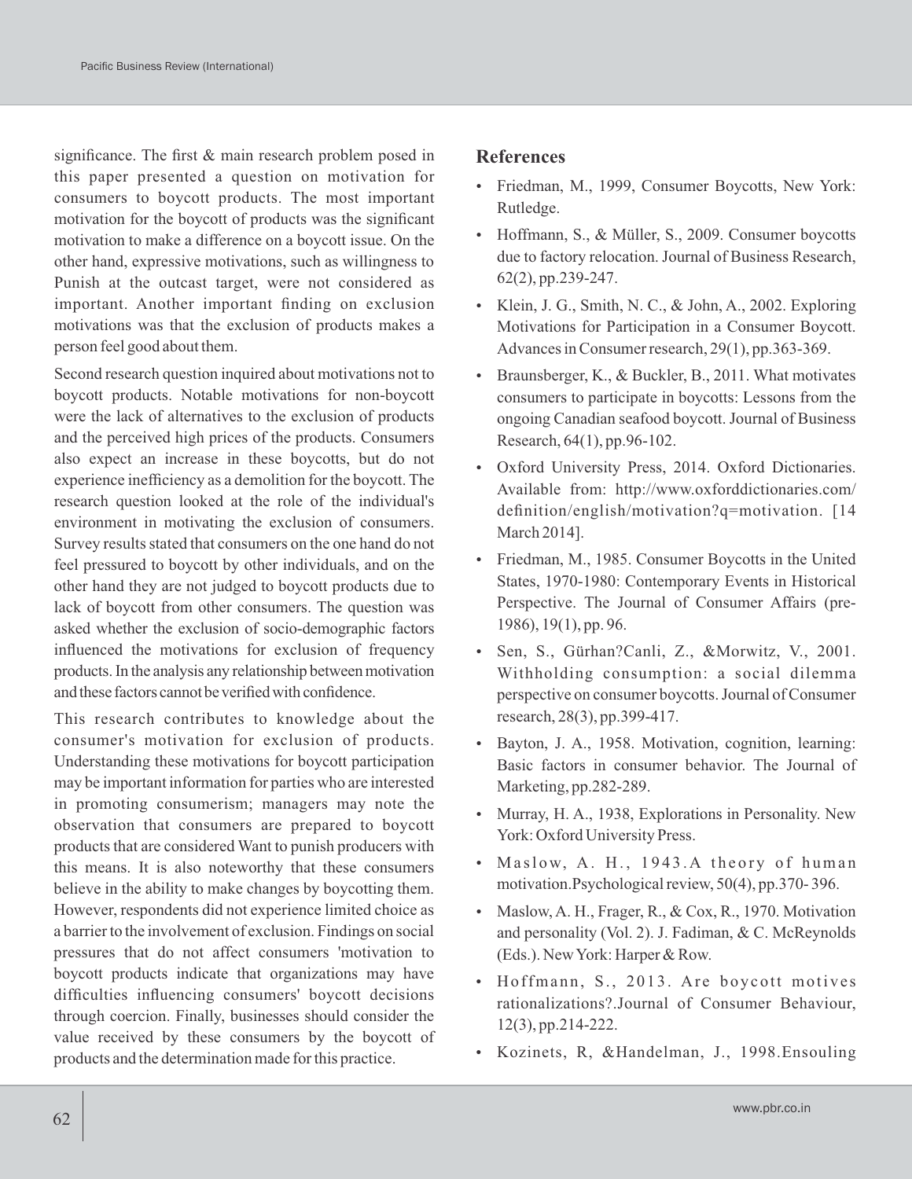significance. The first & main research problem posed in this paper presented a question on motivation for consumers to boycott products. The most important motivation for the boycott of products was the significant motivation to make a difference on a boycott issue. On the other hand, expressive motivations, such as willingness to Punish at the outcast target, were not considered as important. Another important finding on exclusion motivations was that the exclusion of products makes a person feel good about them.

Second research question inquired about motivations not to boycott products. Notable motivations for non-boycott were the lack of alternatives to the exclusion of products and the perceived high prices of the products. Consumers also expect an increase in these boycotts, but do not experience inefficiency as a demolition for the boycott. The research question looked at the role of the individual's environment in motivating the exclusion of consumers. Survey results stated that consumers on the one hand do not feel pressured to boycott by other individuals, and on the other hand they are not judged to boycott products due to lack of boycott from other consumers. The question was asked whether the exclusion of socio-demographic factors influenced the motivations for exclusion of frequency products. In the analysis any relationship between motivation and these factors cannot be verified with confidence.

This research contributes to knowledge about the consumer's motivation for exclusion of products. Understanding these motivations for boycott participation may be important information for parties who are interested in promoting consumerism; managers may note the observation that consumers are prepared to boycott products that are considered Want to punish producers with this means. It is also noteworthy that these consumers believe in the ability to make changes by boycotting them. However, respondents did not experience limited choice as a barrier to the involvement of exclusion. Findings on social pressures that do not affect consumers 'motivation to boycott products indicate that organizations may have difficulties influencing consumers' boycott decisions through coercion. Finally, businesses should consider the value received by these consumers by the boycott of products and the determination made for this practice.

## References

- Friedman, M., 1999, Consumer Boycotts, New York: Rutledge.
- Hoffmann, S., & Müller, S., 2009. Consumer boycotts due to factory relocation. Journal of Business Research, 62(2), pp.239-247.
- Klein, J. G., Smith, N. C., & John, A., 2002. Exploring Motivations for Participation in a Consumer Boycott. Advances in Consumer research, 29(1), pp.363-369.
- Braunsberger, K., & Buckler, B., 2011. What motivates consumers to participate in boycotts: Lessons from the ongoing Canadian seafood boycott. Journal of Business Research, 64(1), pp.96-102.
- Oxford University Press, 2014. Oxford Dictionaries. Available from: http://www.oxforddictionaries.com/definition/english/motivation?q=motivation. [14 March 2014].
- Friedman, M., 1985. Consumer Boycotts in the United States, 1970-1980: Contemporary Events in Historical Perspective. The Journal of Consumer Affairs (pre-1986), 19(1), pp. 96.
- Sen, S., Gürhan?Canli, Z., &Morwitz, V., 2001. Withholding consumption: a social dilemma perspective on consumer boycotts. Journal of Consumer research, 28(3), pp.399-417.
- Bayton, J. A., 1958. Motivation, cognition, learning: Basic factors in consumer behavior. The Journal of Marketing, pp.282-289.
- Murray, H. A., 1938, Explorations in Personality. New York: Oxford University Press.
- Maslow, A. H., 1943.A theory of human motivation.Psychological review, 50(4), pp.370- 396.
- Maslow, A. H., Frager, R., & Cox, R., 1970. Motivation and personality (Vol. 2). J. Fadiman, & C. McReynolds (Eds.). New York: Harper & Row.
- Hoffmann, S., 2013. Are boycott motives rationalizations?.Journal of Consumer Behaviour, 12(3), pp.214-222.
- Kozinets, R, &Handelman, J., 1998.Ensouling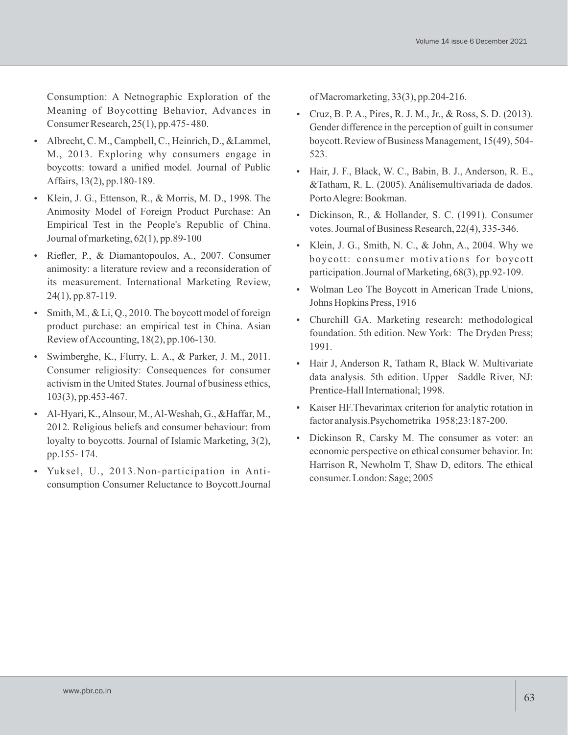Consumption: A Netnographic Exploration of the Meaning of Boycotting Behavior, Advances in Consumer Research, 25(1), pp.475- 480.

- Albrecht, C. M., Campbell, C., Heinrich, D., &Lammel, M., 2013. Exploring why consumers engage in boycotts: toward a unified model. Journal of Public Affairs, 13(2), pp.180-189.
- Klein, J. G., Ettenson, R., & Morris, M. D., 1998. The Animosity Model of Foreign Product Purchase: An Empirical Test in the People's Republic of China. Journal of marketing, 62(1), pp.89-100
- Riefler, P., & Diamantopoulos, A., 2007. Consumer animosity: a literature review and a reconsideration of its measurement. International Marketing Review, 24(1), pp.87-119.
- Smith, M., & Li, Q., 2010. The boycott model of foreign product purchase: an empirical test in China. Asian Review of Accounting, 18(2), pp.106-130.
- Swimberghe, K., Flurry, L. A., & Parker, J. M., 2011. Consumer religiosity: Consequences for consumer activism in the United States. Journal of business ethics, 103(3), pp.453-467.
- Al-Hyari, K., Alnsour, M., Al-Weshah, G., &Haffar, M., 2012. Religious beliefs and consumer behaviour: from loyalty to boycotts. Journal of Islamic Marketing, 3(2), pp.155- 174.
- Yuksel, U., 2013.Non-participation in Anti-consumption Consumer Reluctance to Boycott.Journal of Macromarketing, 33(3), pp.204-216.
- Cruz, B. P. A., Pires, R. J. M., Jr., & Ross, S. D. (2013). Gender difference in the perception of guilt in consumer boycott. Review of Business Management, 15(49), 504-523.
- Hair, J. F., Black, W. C., Babin, B. J., Anderson, R. E., &Tatham, R. L. (2005). Análisemultivariada de dados. Porto Alegre: Bookman.
- Dickinson, R., & Hollander, S. C. (1991). Consumer votes. Journal of Business Research, 22(4), 335-346.
- Klein, J. G., Smith, N. C., & John, A., 2004. Why we boycott: consumer motivations for boycott participation. Journal of Marketing, 68(3), pp.92-109.
- Wolman Leo The Boycott in American Trade Unions, Johns Hopkins Press, 1916
- Churchill GA. Marketing research: methodological foundation. 5th edition. New York: The Dryden Press; 1991.
- Hair J, Anderson R, Tatham R, Black W. Multivariate data analysis. 5th edition. Upper Saddle River, NJ: Prentice-Hall International; 1998.
- Kaiser HF.Thevarimax criterion for analytic rotation in factor analysis.Psychometrika 1958;23:187-200.
- Dickinson R, Carsky M. The consumer as voter: an economic perspective on ethical consumer behavior. In: Harrison R, Newholm T, Shaw D, editors. The ethical consumer. London: Sage; 2005